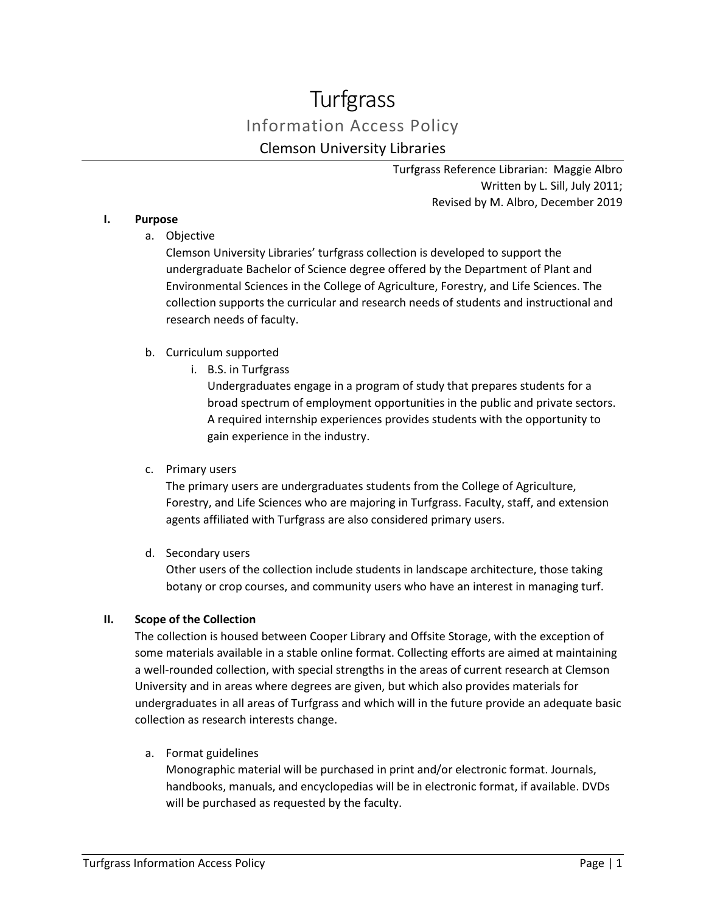# Turfgrass

## Information Access Policy

### Clemson University Libraries

Turfgrass Reference Librarian: Maggie Albro
Written by L. Sill, July 2011;
Revised by M. Albro, December 2019

**I. Purpose**

a. Objective

Clemson University Libraries' turfgrass collection is developed to support the undergraduate Bachelor of Science degree offered by the Department of Plant and Environmental Sciences in the College of Agriculture, Forestry, and Life Sciences. The collection supports the curricular and research needs of students and instructional and research needs of faculty.

b. Curriculum supported

i. B.S. in Turfgrass

Undergraduates engage in a program of study that prepares students for a broad spectrum of employment opportunities in the public and private sectors. A required internship experiences provides students with the opportunity to gain experience in the industry.

c. Primary users

The primary users are undergraduates students from the College of Agriculture, Forestry, and Life Sciences who are majoring in Turfgrass. Faculty, staff, and extension agents affiliated with Turfgrass are also considered primary users.

d. Secondary users

Other users of the collection include students in landscape architecture, those taking botany or crop courses, and community users who have an interest in managing turf.

**II. Scope of the Collection**

The collection is housed between Cooper Library and Offsite Storage, with the exception of some materials available in a stable online format. Collecting efforts are aimed at maintaining a well-rounded collection, with special strengths in the areas of current research at Clemson University and in areas where degrees are given, but which also provides materials for undergraduates in all areas of Turfgrass and which will in the future provide an adequate basic collection as research interests change.

a. Format guidelines

Monographic material will be purchased in print and/or electronic format. Journals, handbooks, manuals, and encyclopedias will be in electronic format, if available. DVDs will be purchased as requested by the faculty.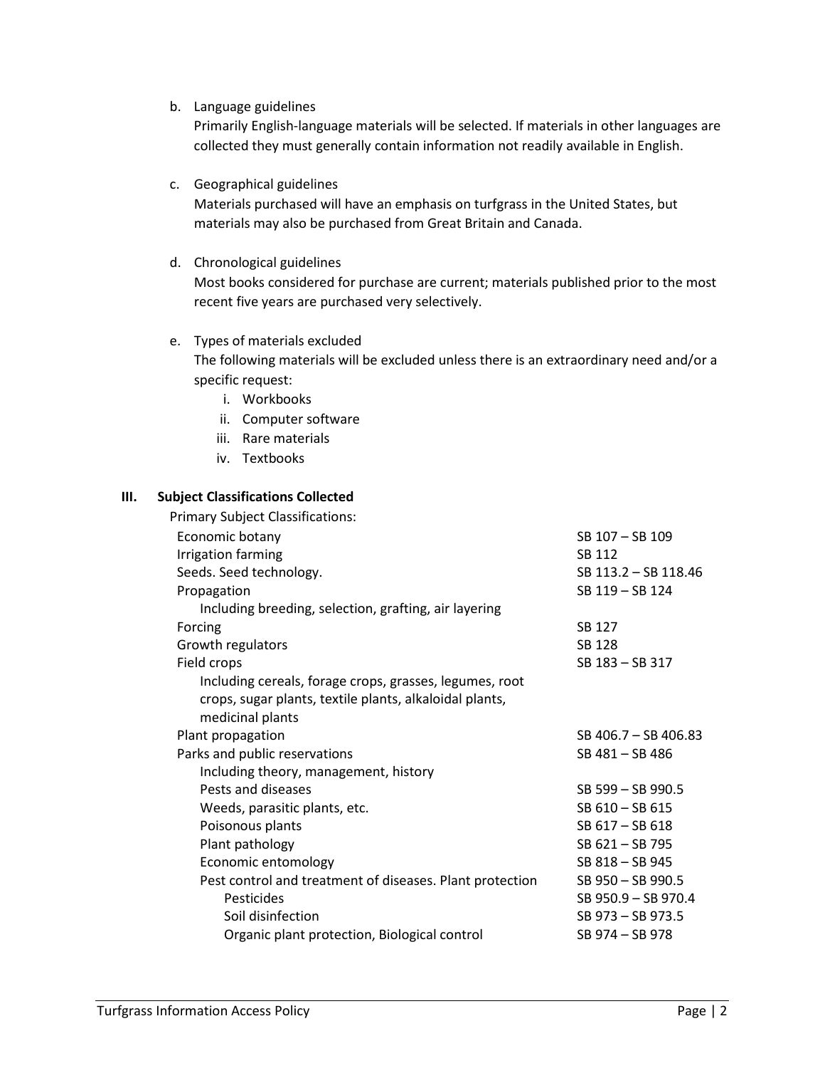b. Language guidelines
   Primarily English-language materials will be selected. If materials in other languages are collected they must generally contain information not readily available in English.

c. Geographical guidelines
   Materials purchased will have an emphasis on turfgrass in the United States, but materials may also be purchased from Great Britain and Canada.

d. Chronological guidelines
   Most books considered for purchase are current; materials published prior to the most recent five years are purchased very selectively.

e. Types of materials excluded
   The following materials will be excluded unless there is an extraordinary need and/or a specific request:
   i. Workbooks
   ii. Computer software
   iii. Rare materials
   iv. Textbooks

## III. Subject Classifications Collected

Primary Subject Classifications:

| | |
|---|---|
| Economic botany | SB 107 – SB 109 |
| Irrigation farming | SB 112 |
| Seeds. Seed technology. | SB 113.2 – SB 118.46 |
| Propagation<br>Including breeding, selection, grafting, air layering | SB 119 – SB 124 |
| Forcing | SB 127 |
| Growth regulators | SB 128 |
| Field crops<br>Including cereals, forage crops, grasses, legumes, root crops, sugar plants, textile plants, alkaloidal plants, medicinal plants | SB 183 – SB 317 |
| Plant propagation | SB 406.7 – SB 406.83 |
| Parks and public reservations<br>Including theory, management, history | SB 481 – SB 486 |
| Pests and diseases | SB 599 – SB 990.5 |
| Weeds, parasitic plants, etc. | SB 610 – SB 615 |
| Poisonous plants | SB 617 – SB 618 |
| Plant pathology | SB 621 – SB 795 |
| Economic entomology | SB 818 – SB 945 |
| Pest control and treatment of diseases. Plant protection | SB 950 – SB 990.5 |
| Pesticides | SB 950.9 – SB 970.4 |
| Soil disinfection | SB 973 – SB 973.5 |
| Organic plant protection, Biological control | SB 974 – SB 978 |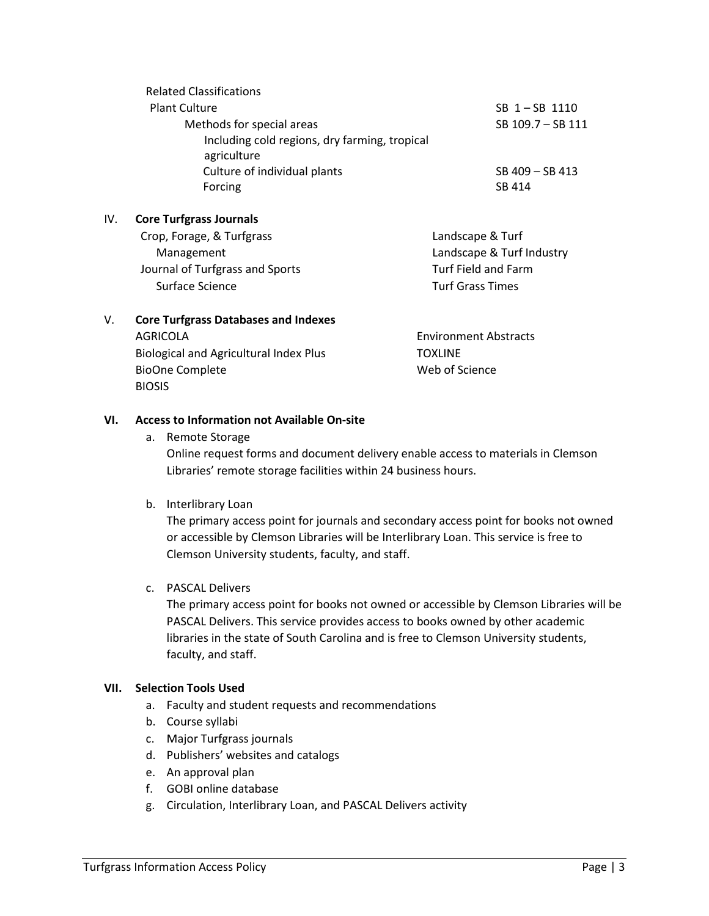| | |
|---|---|
| Related Classifications | |
| Plant Culture | SB 1 – SB 1110 |
| Methods for special areas | SB 109.7 – SB 111 |
| Including cold regions, dry farming, tropical agriculture | |
| Culture of individual plants | SB 409 – SB 413 |
| Forcing | SB 414 |

## IV. Core Turfgrass Journals

- Crop, Forage, & Turfgrass Management
- Journal of Turfgrass and Sports Surface Science
- Landscape & Turf
- Landscape & Turf Industry
- Turf Field and Farm
- Turf Grass Times

## V. Core Turfgrass Databases and Indexes

- AGRICOLA
- Biological and Agricultural Index Plus
- BioOne Complete
- BIOSIS
- Environment Abstracts
- TOXLINE
- Web of Science

## VI. Access to Information not Available On-site

a. Remote Storage
   Online request forms and document delivery enable access to materials in Clemson Libraries' remote storage facilities within 24 business hours.

b. Interlibrary Loan
   The primary access point for journals and secondary access point for books not owned or accessible by Clemson Libraries will be Interlibrary Loan. This service is free to Clemson University students, faculty, and staff.

c. PASCAL Delivers
   The primary access point for books not owned or accessible by Clemson Libraries will be PASCAL Delivers. This service provides access to books owned by other academic libraries in the state of South Carolina and is free to Clemson University students, faculty, and staff.

## VII. Selection Tools Used

a. Faculty and student requests and recommendations
b. Course syllabi
c. Major Turfgrass journals
d. Publishers' websites and catalogs
e. An approval plan
f. GOBI online database
g. Circulation, Interlibrary Loan, and PASCAL Delivers activity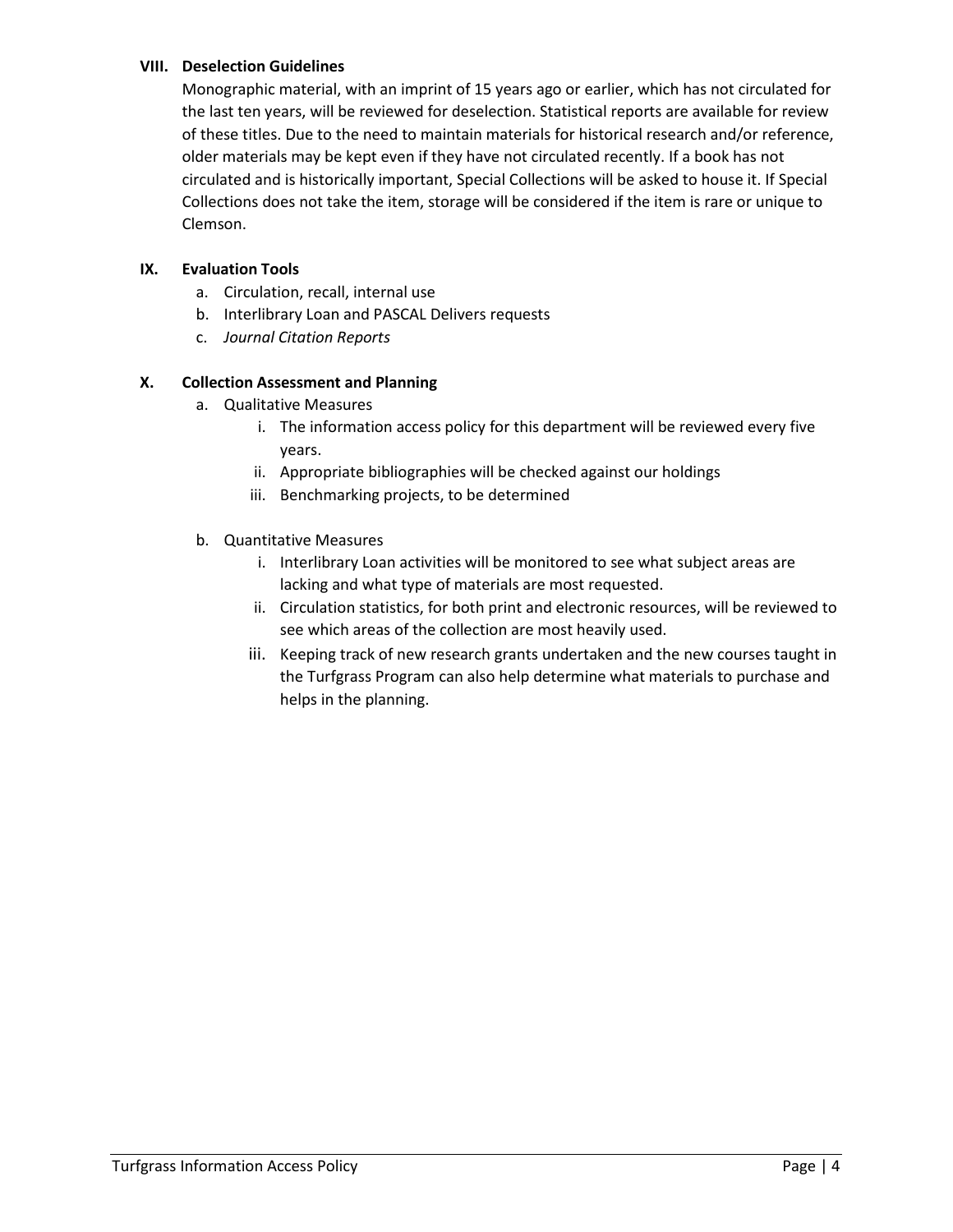## VIII. Deselection Guidelines

Monographic material, with an imprint of 15 years ago or earlier, which has not circulated for the last ten years, will be reviewed for deselection. Statistical reports are available for review of these titles. Due to the need to maintain materials for historical research and/or reference, older materials may be kept even if they have not circulated recently. If a book has not circulated and is historically important, Special Collections will be asked to house it. If Special Collections does not take the item, storage will be considered if the item is rare or unique to Clemson.

## IX. Evaluation Tools

a. Circulation, recall, internal use
b. Interlibrary Loan and PASCAL Delivers requests
c. *Journal Citation Reports*

## X. Collection Assessment and Planning

a. Qualitative Measures
   i. The information access policy for this department will be reviewed every five years.
   ii. Appropriate bibliographies will be checked against our holdings
   iii. Benchmarking projects, to be determined

b. Quantitative Measures
   i. Interlibrary Loan activities will be monitored to see what subject areas are lacking and what type of materials are most requested.
   ii. Circulation statistics, for both print and electronic resources, will be reviewed to see which areas of the collection are most heavily used.
   iii. Keeping track of new research grants undertaken and the new courses taught in the Turfgrass Program can also help determine what materials to purchase and helps in the planning.